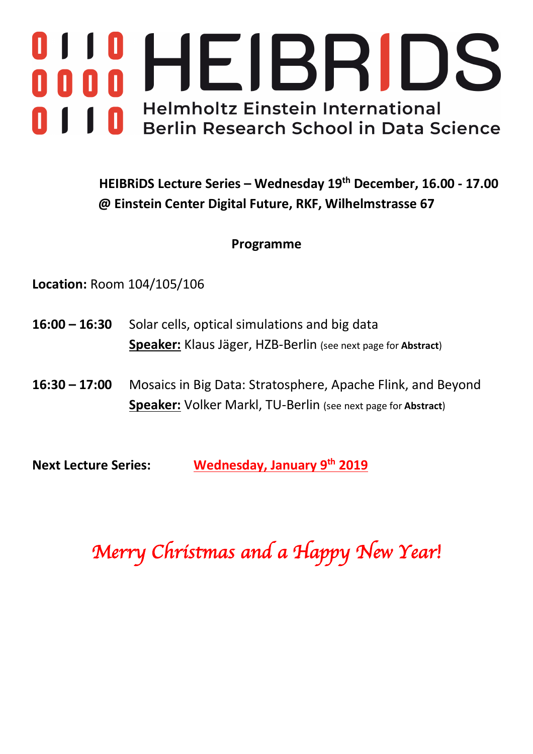# HEIBRIDS

## Helmholtz Einstein International Berlin Research School in Data Science

**HEIBRiDS Lecture Series – Wednesday 19th December, 16.00 - 17.00**
**@ Einstein Center Digital Future, RKF, Wilhelmstrasse 67**

### Programme

**Location:** Room 104/105/106

**16:00 – 16:30** Solar cells, optical simulations and big data
**Speaker:** Klaus Jäger, HZB-Berlin (see next page for **Abstract**)

**16:30 – 17:00** Mosaics in Big Data: Stratosphere, Apache Flink, and Beyond
**Speaker:** Volker Markl, TU-Berlin (see next page for **Abstract**)

**Next Lecture Series:** **Wednesday, January 9th 2019**

*Merry Christmas and a Happy New Year!*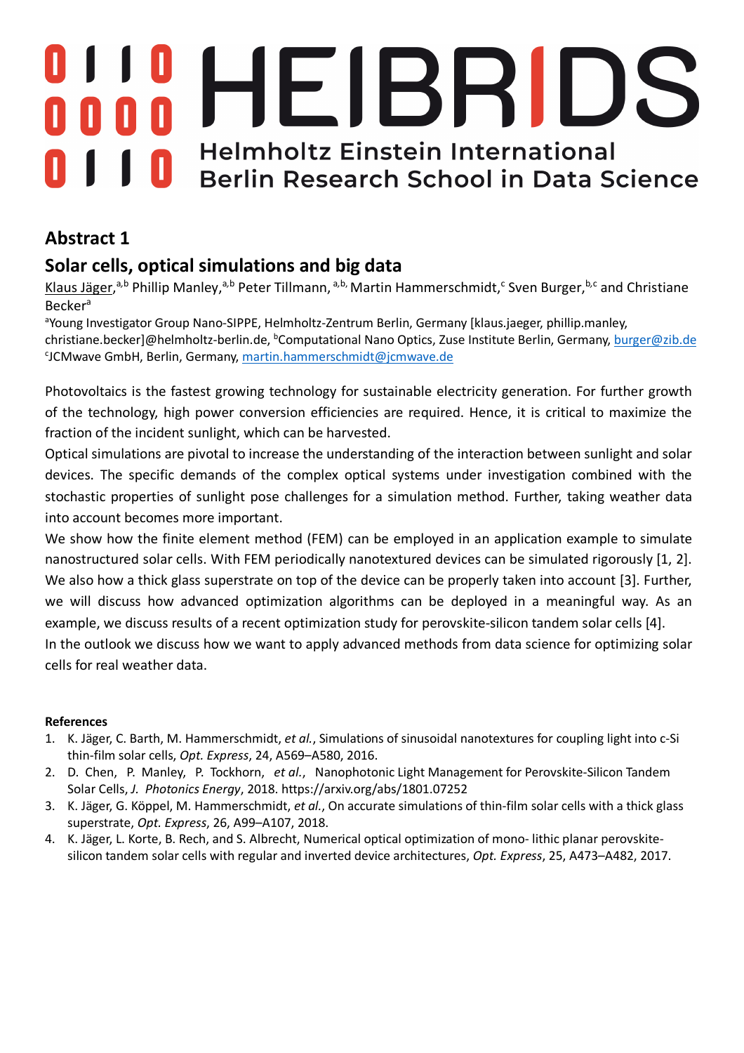# HEIBRIDS

Helmholtz Einstein International Berlin Research School in Data Science

## Abstract 1

## Solar cells, optical simulations and big data

Klaus Jäger,[a,b] Phillip Manley,[a,b] Peter Tillmann,[a,b,] Martin Hammerschmidt,[c] Sven Burger,[b,c] and Christiane Becker[a]

[a]Young Investigator Group Nano-SIPPE, Helmholtz-Zentrum Berlin, Germany [klaus.jaeger, phillip.manley, christiane.becker]@helmholtz-berlin.de, [b]Computational Nano Optics, Zuse Institute Berlin, Germany, burger@zib.de [c]JCMwave GmbH, Berlin, Germany, martin.hammerschmidt@jcmwave.de

Photovoltaics is the fastest growing technology for sustainable electricity generation. For further growth of the technology, high power conversion efficiencies are required. Hence, it is critical to maximize the fraction of the incident sunlight, which can be harvested.

Optical simulations are pivotal to increase the understanding of the interaction between sunlight and solar devices. The specific demands of the complex optical systems under investigation combined with the stochastic properties of sunlight pose challenges for a simulation method. Further, taking weather data into account becomes more important.

We show how the finite element method (FEM) can be employed in an application example to simulate nanostructured solar cells. With FEM periodically nanotextured devices can be simulated rigorously [1, 2]. We also how a thick glass superstrate on top of the device can be properly taken into account [3]. Further, we will discuss how advanced optimization algorithms can be deployed in a meaningful way. As an example, we discuss results of a recent optimization study for perovskite-silicon tandem solar cells [4].

In the outlook we discuss how we want to apply advanced methods from data science for optimizing solar cells for real weather data.

**References**

1. K. Jäger, C. Barth, M. Hammerschmidt, *et al.*, Simulations of sinusoidal nanotextures for coupling light into c-Si thin-film solar cells, *Opt. Express*, 24, A569–A580, 2016.
2. D. Chen, P. Manley, P. Tockhorn, *et al.*, Nanophotonic Light Management for Perovskite-Silicon Tandem Solar Cells, *J. Photonics Energy*, 2018. https://arxiv.org/abs/1801.07252
3. K. Jäger, G. Köppel, M. Hammerschmidt, *et al.*, On accurate simulations of thin-film solar cells with a thick glass superstrate, *Opt. Express*, 26, A99–A107, 2018.
4. K. Jäger, L. Korte, B. Rech, and S. Albrecht, Numerical optical optimization of mono- lithic planar perovskite-silicon tandem solar cells with regular and inverted device architectures, *Opt. Express*, 25, A473–A482, 2017.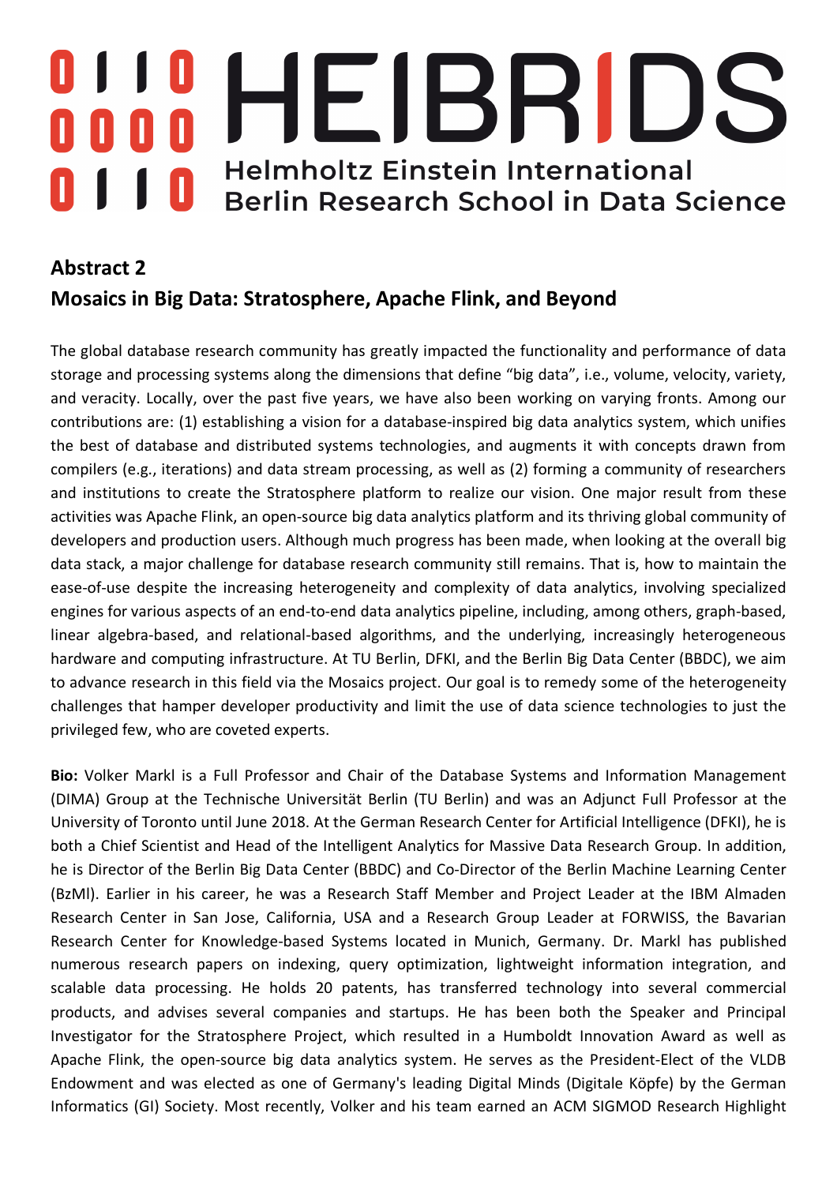# HEIBRIDS

Helmholtz Einstein International Berlin Research School in Data Science

## Abstract 2

## Mosaics in Big Data: Stratosphere, Apache Flink, and Beyond

The global database research community has greatly impacted the functionality and performance of data storage and processing systems along the dimensions that define "big data", i.e., volume, velocity, variety, and veracity. Locally, over the past five years, we have also been working on varying fronts. Among our contributions are: (1) establishing a vision for a database-inspired big data analytics system, which unifies the best of database and distributed systems technologies, and augments it with concepts drawn from compilers (e.g., iterations) and data stream processing, as well as (2) forming a community of researchers and institutions to create the Stratosphere platform to realize our vision. One major result from these activities was Apache Flink, an open-source big data analytics platform and its thriving global community of developers and production users. Although much progress has been made, when looking at the overall big data stack, a major challenge for database research community still remains. That is, how to maintain the ease-of-use despite the increasing heterogeneity and complexity of data analytics, involving specialized engines for various aspects of an end-to-end data analytics pipeline, including, among others, graph-based, linear algebra-based, and relational-based algorithms, and the underlying, increasingly heterogeneous hardware and computing infrastructure. At TU Berlin, DFKI, and the Berlin Big Data Center (BBDC), we aim to advance research in this field via the Mosaics project. Our goal is to remedy some of the heterogeneity challenges that hamper developer productivity and limit the use of data science technologies to just the privileged few, who are coveted experts.

**Bio:** Volker Markl is a Full Professor and Chair of the Database Systems and Information Management (DIMA) Group at the Technische Universität Berlin (TU Berlin) and was an Adjunct Full Professor at the University of Toronto until June 2018. At the German Research Center for Artificial Intelligence (DFKI), he is both a Chief Scientist and Head of the Intelligent Analytics for Massive Data Research Group. In addition, he is Director of the Berlin Big Data Center (BBDC) and Co-Director of the Berlin Machine Learning Center (BzMl). Earlier in his career, he was a Research Staff Member and Project Leader at the IBM Almaden Research Center in San Jose, California, USA and a Research Group Leader at FORWISS, the Bavarian Research Center for Knowledge-based Systems located in Munich, Germany. Dr. Markl has published numerous research papers on indexing, query optimization, lightweight information integration, and scalable data processing. He holds 20 patents, has transferred technology into several commercial products, and advises several companies and startups. He has been both the Speaker and Principal Investigator for the Stratosphere Project, which resulted in a Humboldt Innovation Award as well as Apache Flink, the open-source big data analytics system. He serves as the President-Elect of the VLDB Endowment and was elected as one of Germany's leading Digital Minds (Digitale Köpfe) by the German Informatics (GI) Society. Most recently, Volker and his team earned an ACM SIGMOD Research Highlight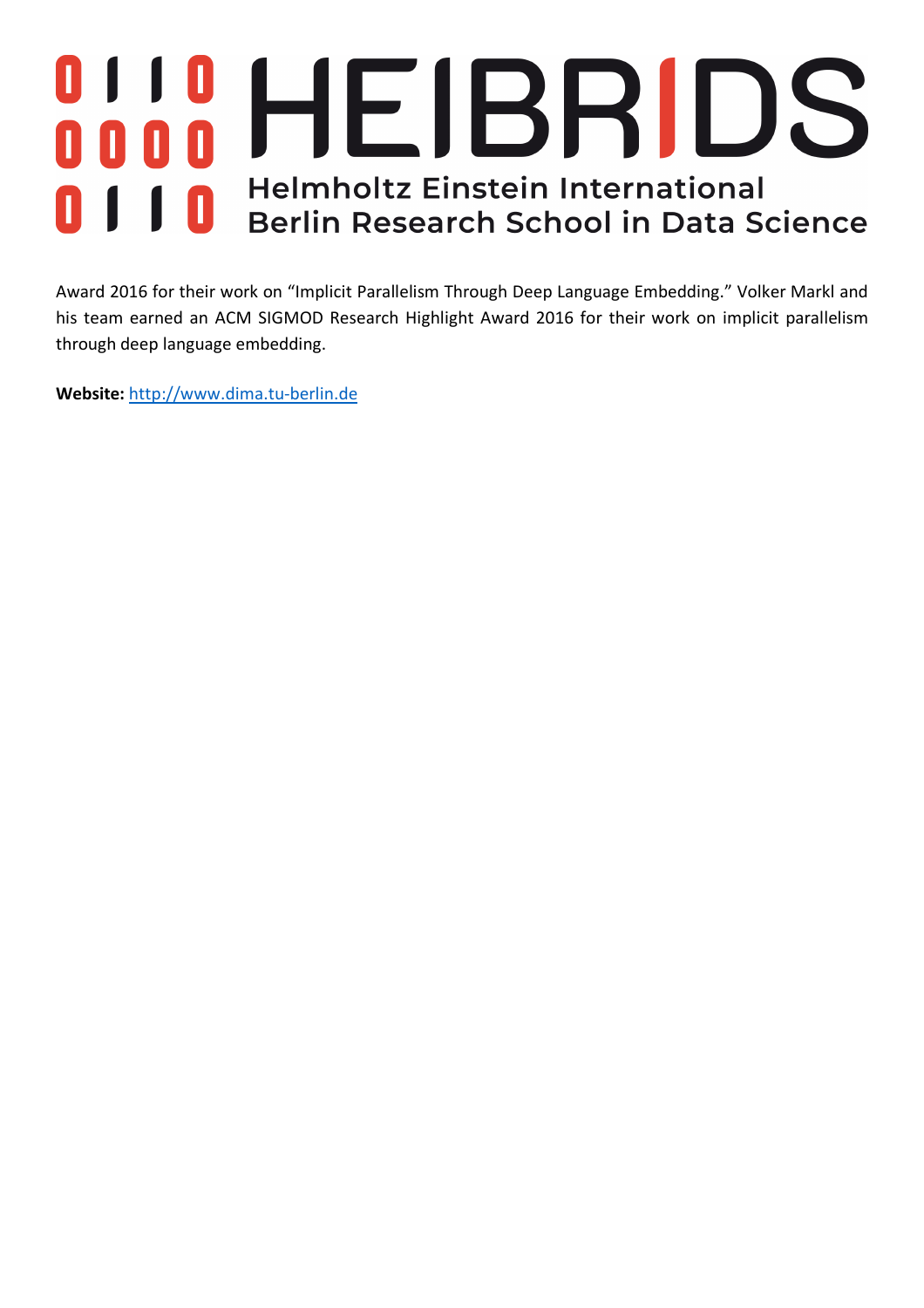Award 2016 for their work on "Implicit Parallelism Through Deep Language Embedding." Volker Markl and his team earned an ACM SIGMOD Research Highlight Award 2016 for their work on implicit parallelism through deep language embedding.

**Website:** [http://www.dima.tu-berlin.de](http://www.dima.tu-berlin.de)